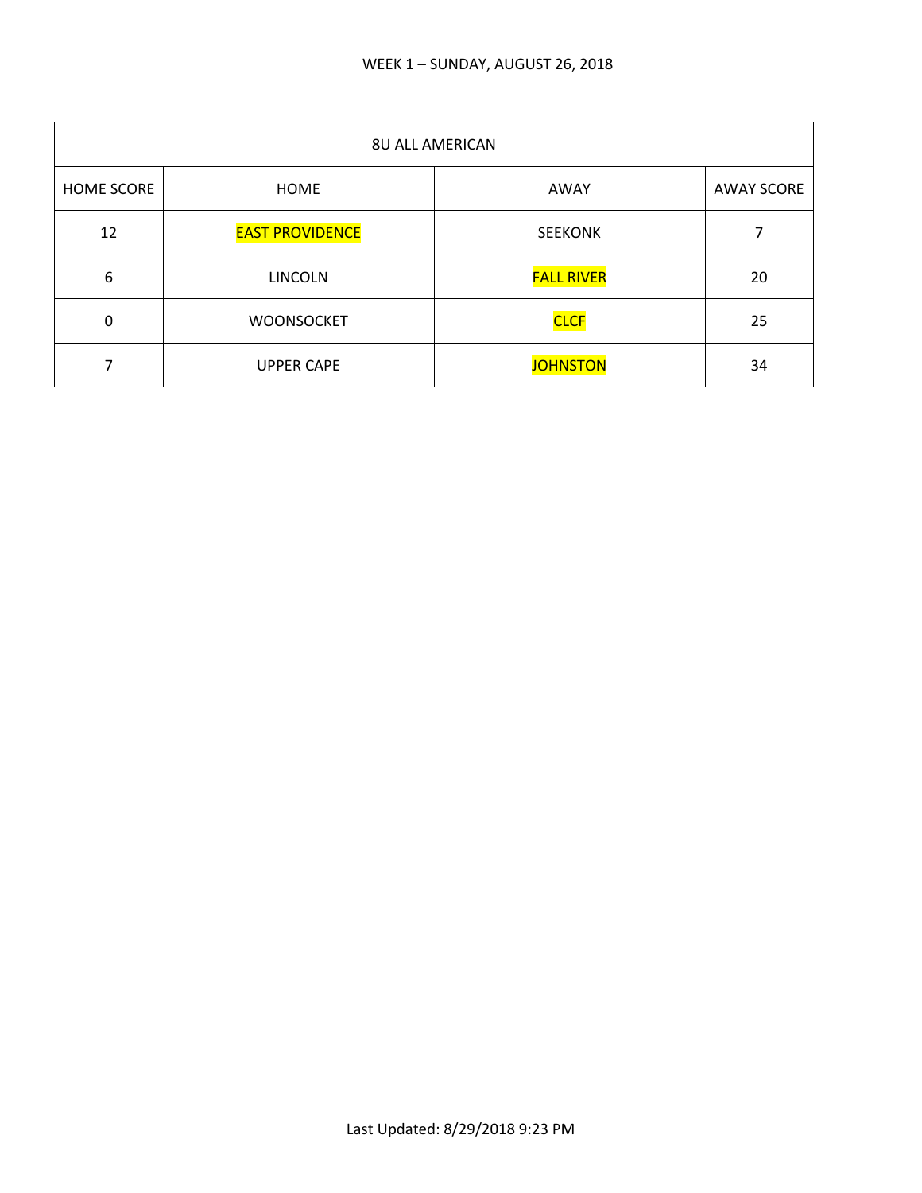WEEK 1 – SUNDAY, AUGUST 26, 2018

| 8U ALL AMERICAN | | | |
|---|---|---|---|
| HOME SCORE | HOME | AWAY | AWAY SCORE |
| 12 | EAST PROVIDENCE | SEEKONK | 7 |
| 6 | LINCOLN | FALL RIVER | 20 |
| 0 | WOONSOCKET | CLCF | 25 |
| 7 | UPPER CAPE | JOHNSTON | 34 |

Last Updated: 8/29/2018 9:23 PM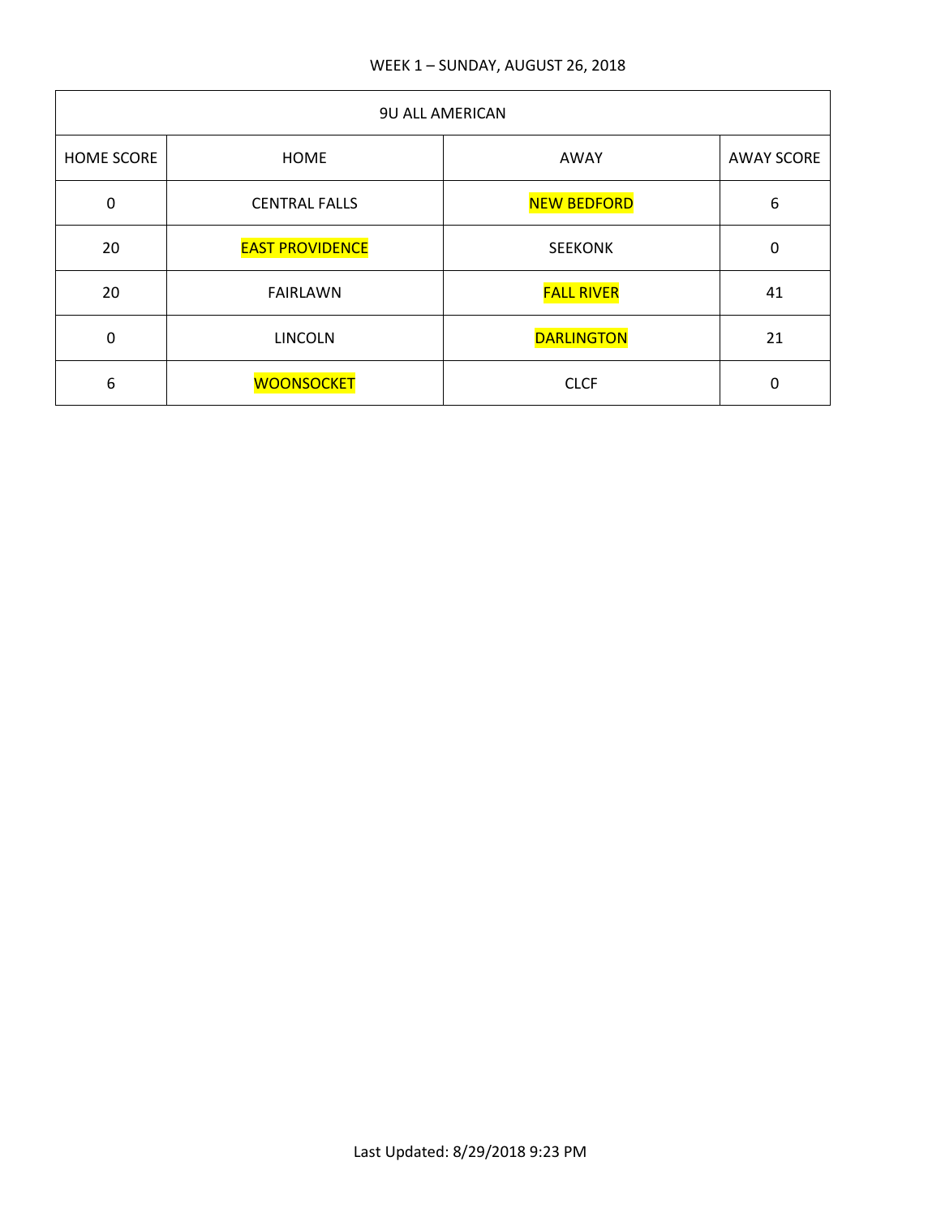WEEK 1 – SUNDAY, AUGUST 26, 2018

| 9U ALL AMERICAN | | | |
|---|---|---|---|
| HOME SCORE | HOME | AWAY | AWAY SCORE |
| 0 | CENTRAL FALLS | NEW BEDFORD | 6 |
| 20 | EAST PROVIDENCE | SEEKONK | 0 |
| 20 | FAIRLAWN | FALL RIVER | 41 |
| 0 | LINCOLN | DARLINGTON | 21 |
| 6 | WOONSOCKET | CLCF | 0 |

Last Updated: 8/29/2018 9:23 PM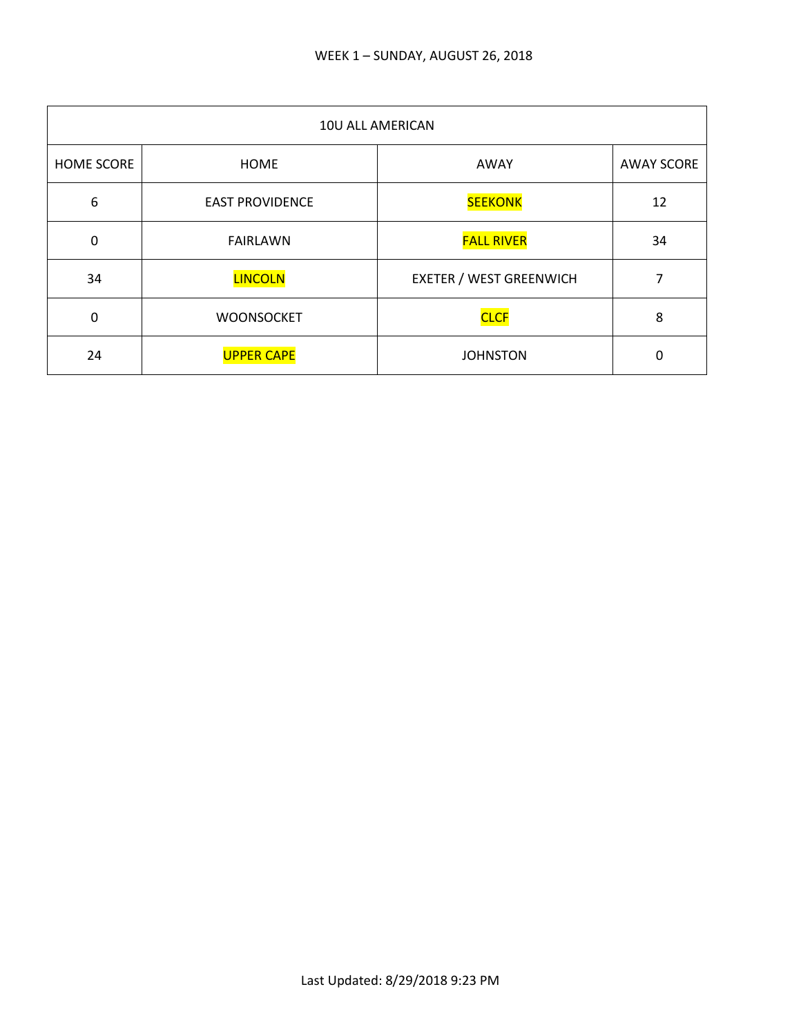WEEK 1 – SUNDAY, AUGUST 26, 2018

| 10U ALL AMERICAN | | | |
|---|---|---|---|
| HOME SCORE | HOME | AWAY | AWAY SCORE |
| 6 | EAST PROVIDENCE | SEEKONK | 12 |
| 0 | FAIRLAWN | FALL RIVER | 34 |
| 34 | LINCOLN | EXETER / WEST GREENWICH | 7 |
| 0 | WOONSOCKET | CLCF | 8 |
| 24 | UPPER CAPE | JOHNSTON | 0 |

Last Updated: 8/29/2018 9:23 PM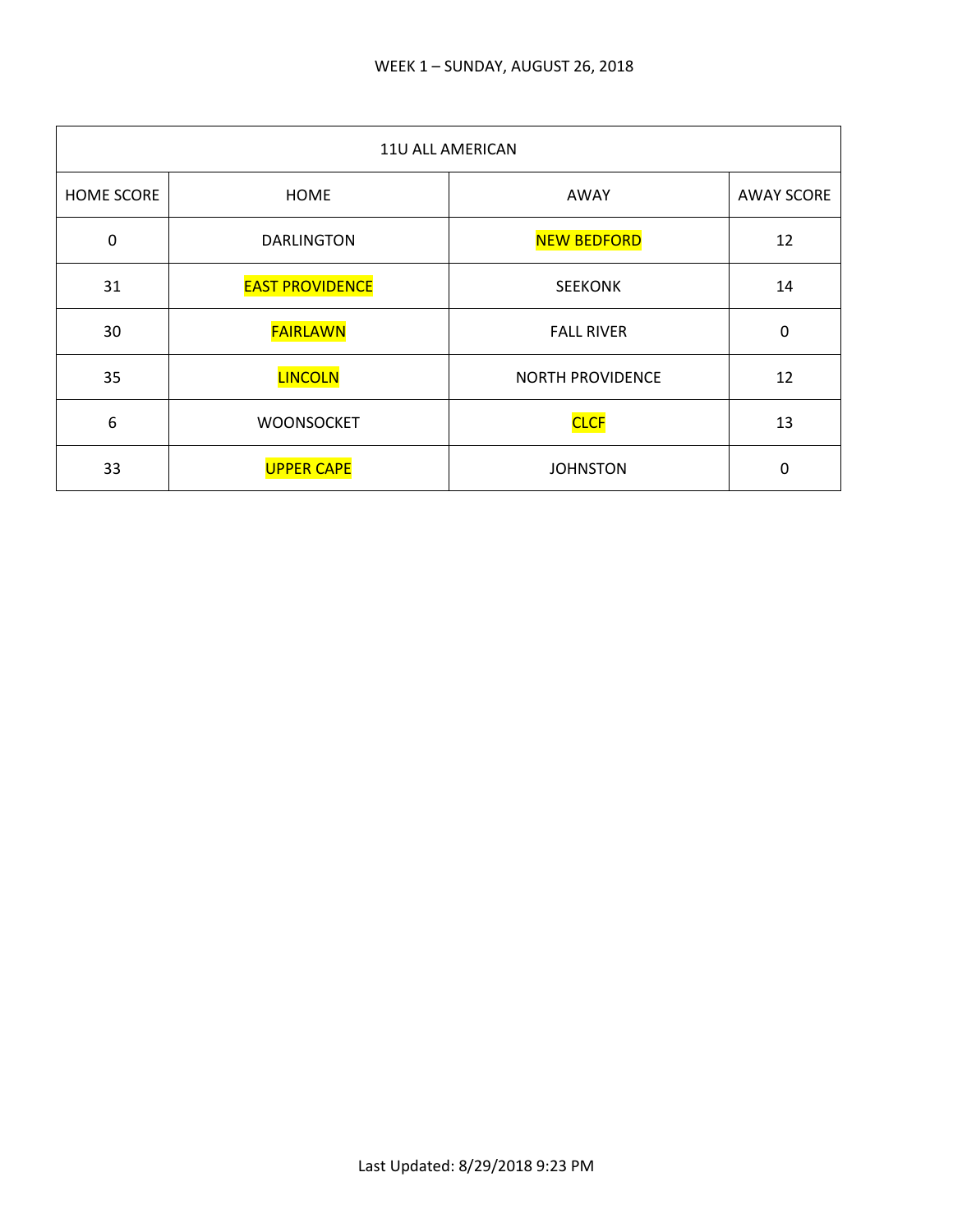WEEK 1 – SUNDAY, AUGUST 26, 2018

| 11U ALL AMERICAN | | | |
|---|---|---|---|
| HOME SCORE | HOME | AWAY | AWAY SCORE |
| 0 | DARLINGTON | NEW BEDFORD | 12 |
| 31 | EAST PROVIDENCE | SEEKONK | 14 |
| 30 | FAIRLAWN | FALL RIVER | 0 |
| 35 | LINCOLN | NORTH PROVIDENCE | 12 |
| 6 | WOONSOCKET | CLCF | 13 |
| 33 | UPPER CAPE | JOHNSTON | 0 |

Last Updated: 8/29/2018 9:23 PM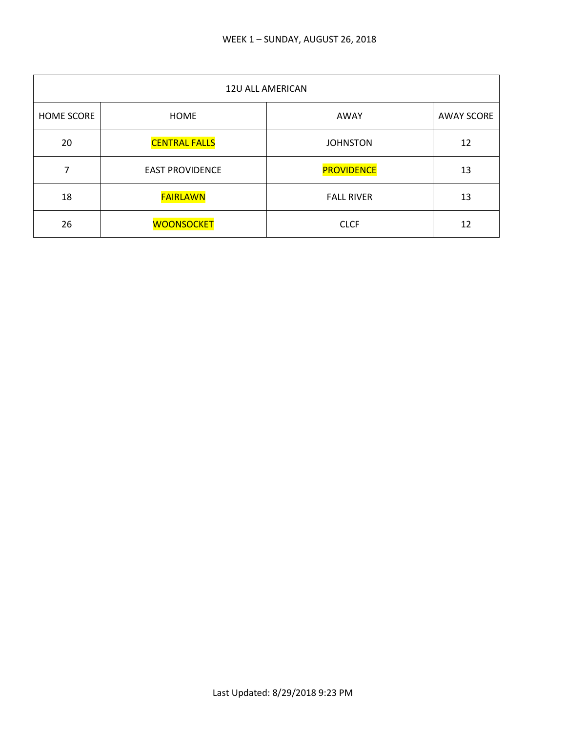WEEK 1 – SUNDAY, AUGUST 26, 2018

| 12U ALL AMERICAN | | | |
|---|---|---|---|
| HOME SCORE | HOME | AWAY | AWAY SCORE |
| 20 | CENTRAL FALLS | JOHNSTON | 12 |
| 7 | EAST PROVIDENCE | PROVIDENCE | 13 |
| 18 | FAIRLAWN | FALL RIVER | 13 |
| 26 | WOONSOCKET | CLCF | 12 |

Last Updated: 8/29/2018 9:23 PM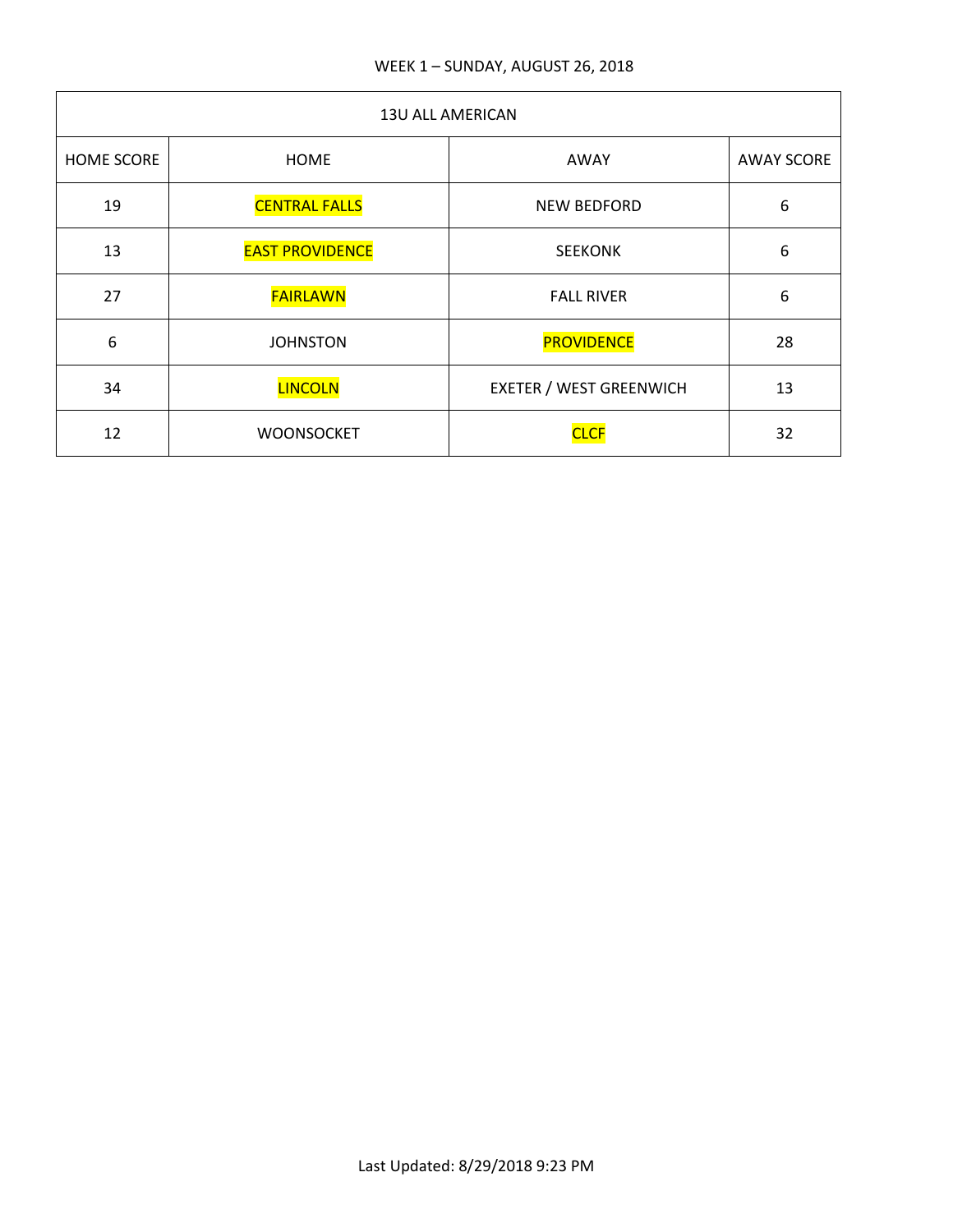WEEK 1 – SUNDAY, AUGUST 26, 2018

| 13U ALL AMERICAN | | | |
|---|---|---|---|
| HOME SCORE | HOME | AWAY | AWAY SCORE |
| 19 | CENTRAL FALLS | NEW BEDFORD | 6 |
| 13 | EAST PROVIDENCE | SEEKONK | 6 |
| 27 | FAIRLAWN | FALL RIVER | 6 |
| 6 | JOHNSTON | PROVIDENCE | 28 |
| 34 | LINCOLN | EXETER / WEST GREENWICH | 13 |
| 12 | WOONSOCKET | CLCF | 32 |

Last Updated: 8/29/2018 9:23 PM